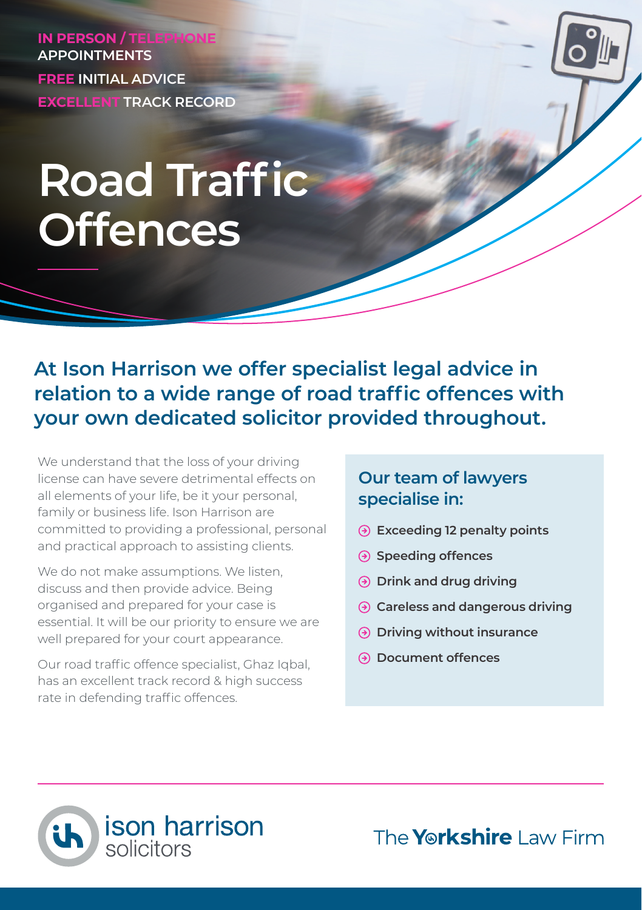**IN PERSON / TELEPHONE APPOINTMENTS**

**FREE INITIAL ADVICE**

**EXCELLENT TRACK RECORD**

# Road Traffic Offences

## At Ison Harrison we offer specialist legal advice in relation to a wide range of road traffic offences with your own dedicated solicitor provided throughout.

We understand that the loss of your driving license can have severe detrimental effects on all elements of your life, be it your personal, family or business life. Ison Harrison are committed to providing a professional, personal and practical approach to assisting clients.

We do not make assumptions. We listen, discuss and then provide advice. Being organised and prepared for your case is essential. It will be our priority to ensure we are well prepared for your court appearance.

Our road traffic offence specialist, Ghaz Iqbal, has an excellent track record & high success rate in defending traffic offences.

### Our team of lawyers specialise in:

- **Exceeding 12 penalty points**
- **Speeding offences**
- **Drink and drug driving**
- **Careless and dangerous driving**
- **Driving without insurance**
- **Document offences**

ison harrison solicitors

The **Yorkshire** Law Firm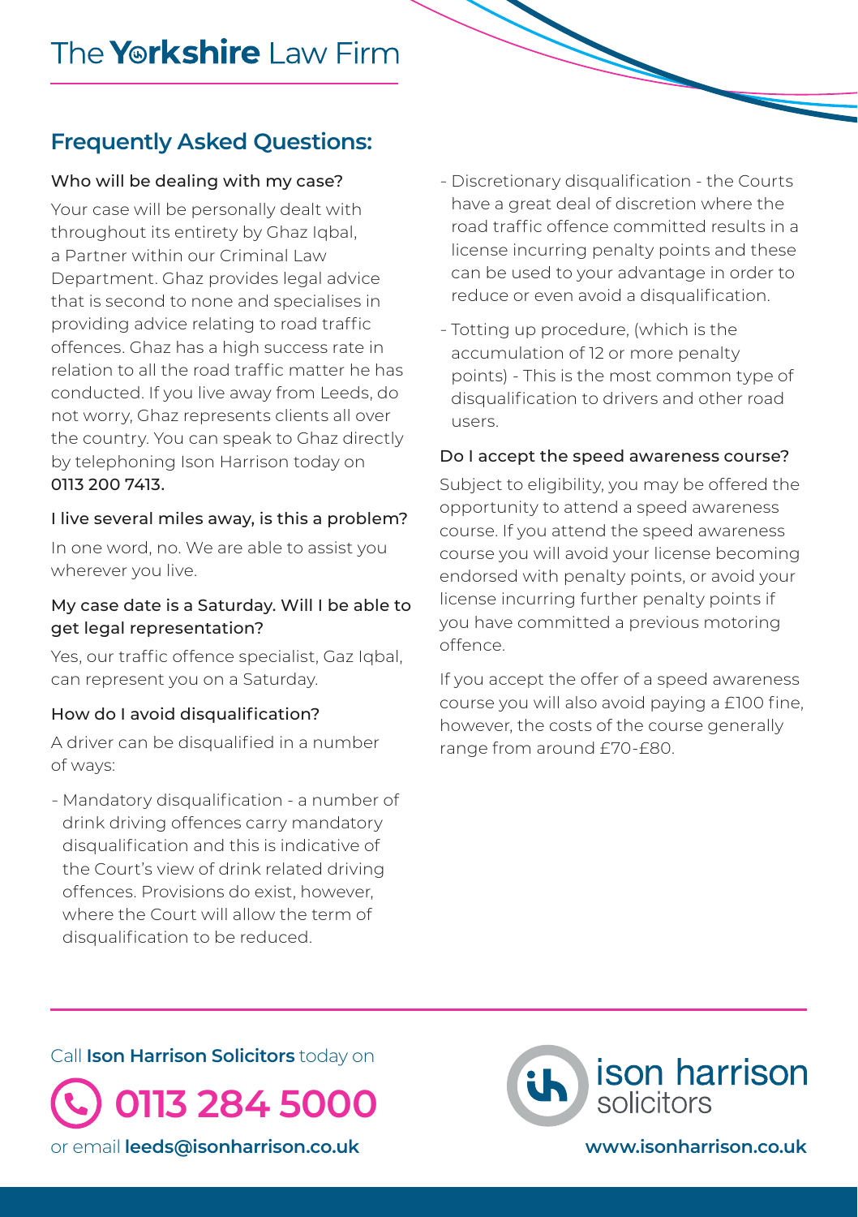The **Yorkshire** Law Firm

## Frequently Asked Questions:

### Who will be dealing with my case?

Your case will be personally dealt with throughout its entirety by Ghaz Iqbal, a Partner within our Criminal Law Department. Ghaz provides legal advice that is second to none and specialises in providing advice relating to road traffic offences. Ghaz has a high success rate in relation to all the road traffic matter he has conducted. If you live away from Leeds, do not worry, Ghaz represents clients all over the country. You can speak to Ghaz directly by telephoning Ison Harrison today on **0113 200 7413.**

### I live several miles away, is this a problem?

In one word, no. We are able to assist you wherever you live.

### My case date is a Saturday. Will I be able to get legal representation?

Yes, our traffic offence specialist, Gaz Iqbal, can represent you on a Saturday.

### How do I avoid disqualification?

A driver can be disqualified in a number of ways:

- Mandatory disqualification - a number of drink driving offences carry mandatory disqualification and this is indicative of the Court's view of drink related driving offences. Provisions do exist, however, where the Court will allow the term of disqualification to be reduced.
- Discretionary disqualification - the Courts have a great deal of discretion where the road traffic offence committed results in a license incurring penalty points and these can be used to your advantage in order to reduce or even avoid a disqualification.
- Totting up procedure, (which is the accumulation of 12 or more penalty points) - This is the most common type of disqualification to drivers and other road users.

### Do I accept the speed awareness course?

Subject to eligibility, you may be offered the opportunity to attend a speed awareness course. If you attend the speed awareness course you will avoid your license becoming endorsed with penalty points, or avoid your license incurring further penalty points if you have committed a previous motoring offence.

If you accept the offer of a speed awareness course you will also avoid paying a £100 fine, however, the costs of the course generally range from around £70-£80.

Call **Ison Harrison Solicitors** today on

**0113 284 5000**

or email **leeds@isonharrison.co.uk**

ison harrison solicitors

**www.isonharrison.co.uk**